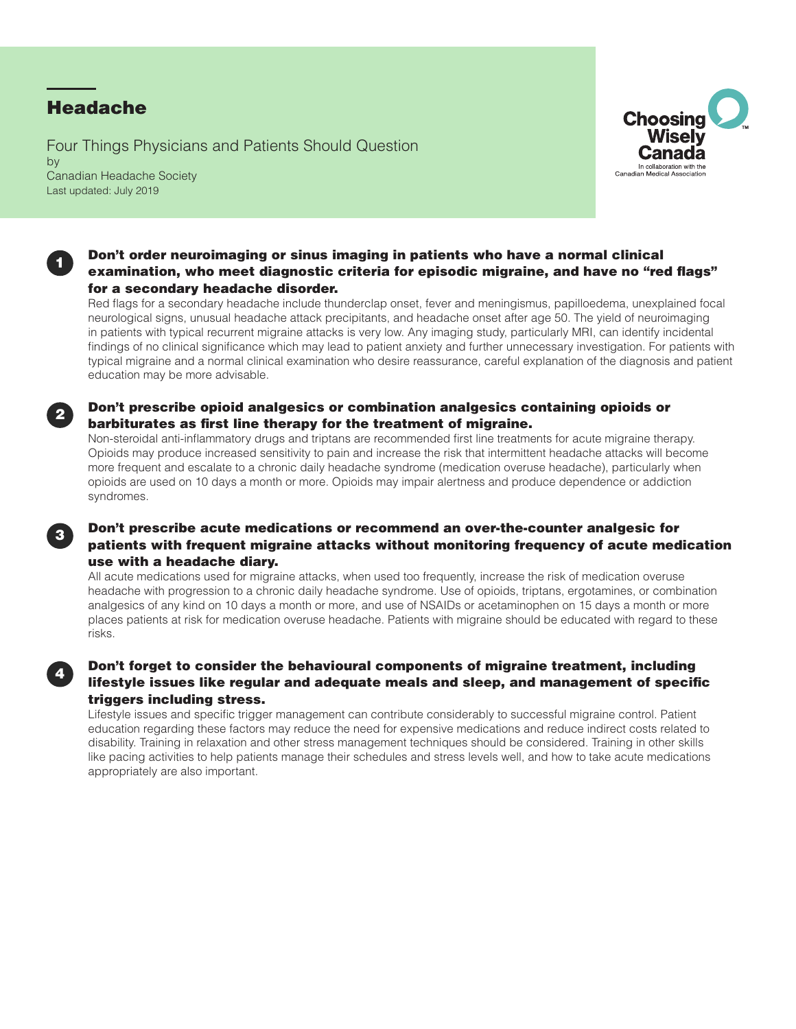# Headache

Four Things Physicians and Patients Should Question
by
Canadian Headache Society
Last updated: July 2019

Choosing Wisely Canada
In collaboration with the Canadian Medical Association

1. **Don't order neuroimaging or sinus imaging in patients who have a normal clinical examination, who meet diagnostic criteria for episodic migraine, and have no "red flags" for a secondary headache disorder.**

   Red flags for a secondary headache include thunderclap onset, fever and meningismus, papilloedema, unexplained focal neurological signs, unusual headache attack precipitants, and headache onset after age 50. The yield of neuroimaging in patients with typical recurrent migraine attacks is very low. Any imaging study, particularly MRI, can identify incidental findings of no clinical significance which may lead to patient anxiety and further unnecessary investigation. For patients with typical migraine and a normal clinical examination who desire reassurance, careful explanation of the diagnosis and patient education may be more advisable.

2. **Don't prescribe opioid analgesics or combination analgesics containing opioids or barbiturates as first line therapy for the treatment of migraine.**

   Non-steroidal anti-inflammatory drugs and triptans are recommended first line treatments for acute migraine therapy. Opioids may produce increased sensitivity to pain and increase the risk that intermittent headache attacks will become more frequent and escalate to a chronic daily headache syndrome (medication overuse headache), particularly when opioids are used on 10 days a month or more. Opioids may impair alertness and produce dependence or addiction syndromes.

3. **Don't prescribe acute medications or recommend an over-the-counter analgesic for patients with frequent migraine attacks without monitoring frequency of acute medication use with a headache diary.**

   All acute medications used for migraine attacks, when used too frequently, increase the risk of medication overuse headache with progression to a chronic daily headache syndrome. Use of opioids, triptans, ergotamines, or combination analgesics of any kind on 10 days a month or more, and use of NSAIDs or acetaminophen on 15 days a month or more places patients at risk for medication overuse headache. Patients with migraine should be educated with regard to these risks.

4. **Don't forget to consider the behavioural components of migraine treatment, including lifestyle issues like regular and adequate meals and sleep, and management of specific triggers including stress.**

   Lifestyle issues and specific trigger management can contribute considerably to successful migraine control. Patient education regarding these factors may reduce the need for expensive medications and reduce indirect costs related to disability. Training in relaxation and other stress management techniques should be considered. Training in other skills like pacing activities to help patients manage their schedules and stress levels well, and how to take acute medications appropriately are also important.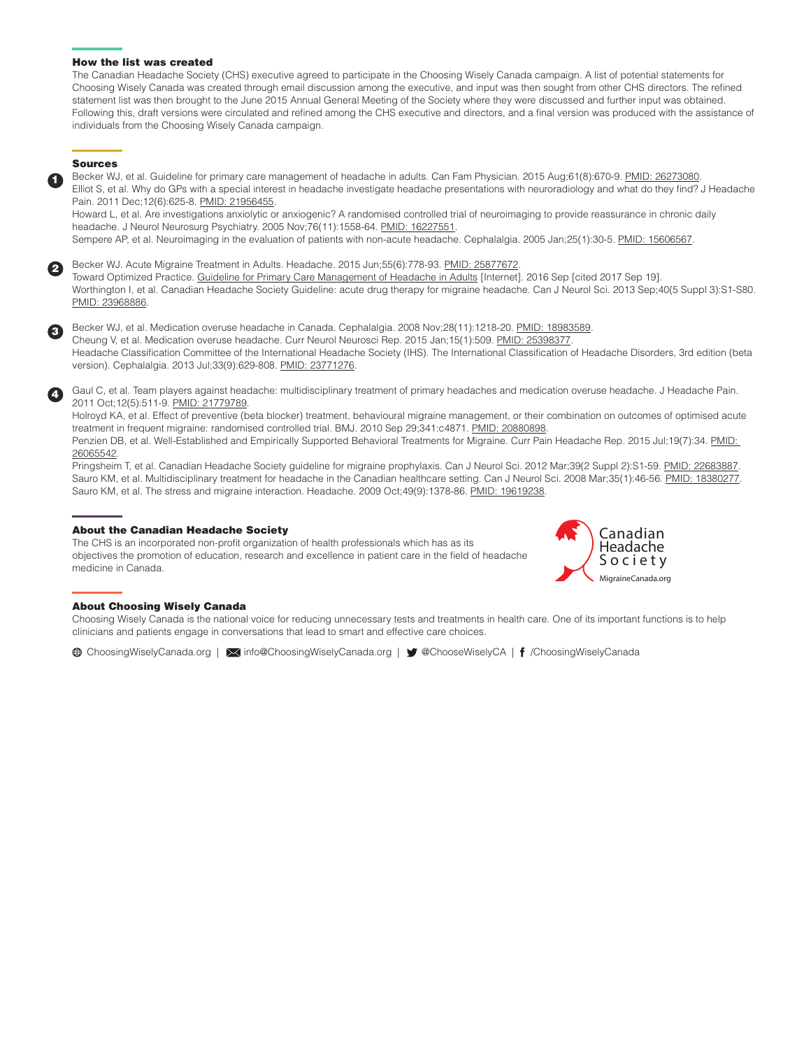## How the list was created

The Canadian Headache Society (CHS) executive agreed to participate in the Choosing Wisely Canada campaign. A list of potential statements for Choosing Wisely Canada was created through email discussion among the executive, and input was then sought from other CHS directors. The refined statement list was then brought to the June 2015 Annual General Meeting of the Society where they were discussed and further input was obtained. Following this, draft versions were circulated and refined among the CHS executive and directors, and a final version was produced with the assistance of individuals from the Choosing Wisely Canada campaign.

## Sources

**1**

Becker WJ, et al. Guideline for primary care management of headache in adults. Can Fam Physician. 2015 Aug;61(8):670-9. PMID: 26273080.

Elliot S, et al. Why do GPs with a special interest in headache investigate headache presentations with neuroradiology and what do they find? J Headache Pain. 2011 Dec;12(6):625-8. PMID: 21956455.

Howard L, et al. Are investigations anxiolytic or anxiogenic? A randomised controlled trial of neuroimaging to provide reassurance in chronic daily headache. J Neurol Neurosurg Psychiatry. 2005 Nov;76(11):1558-64. PMID: 16227551.

Sempere AP, et al. Neuroimaging in the evaluation of patients with non-acute headache. Cephalalgia. 2005 Jan;25(1):30-5. PMID: 15606567.

**2**

Becker WJ. Acute Migraine Treatment in Adults. Headache. 2015 Jun;55(6):778-93. PMID: 25877672.

Toward Optimized Practice. Guideline for Primary Care Management of Headache in Adults [Internet]. 2016 Sep [cited 2017 Sep 19].

Worthington I, et al. Canadian Headache Society Guideline: acute drug therapy for migraine headache. Can J Neurol Sci. 2013 Sep;40(5 Suppl 3):S1-S80. PMID: 23968886.

**3**

Becker WJ, et al. Medication overuse headache in Canada. Cephalalgia. 2008 Nov;28(11):1218-20. PMID: 18983589.

Cheung V, et al. Medication overuse headache. Curr Neurol Neurosci Rep. 2015 Jan;15(1):509. PMID: 25398377.

Headache Classification Committee of the International Headache Society (IHS). The International Classification of Headache Disorders, 3rd edition (beta version). Cephalalgia. 2013 Jul;33(9):629-808. PMID: 23771276.

**4**

Gaul C, et al. Team players against headache: multidisciplinary treatment of primary headaches and medication overuse headache. J Headache Pain. 2011 Oct;12(5):511-9. PMID: 21779789.

Holroyd KA, et al. Effect of preventive (beta blocker) treatment, behavioural migraine management, or their combination on outcomes of optimised acute treatment in frequent migraine: randomised controlled trial. BMJ. 2010 Sep 29;341:c4871. PMID: 20880898.

Penzien DB, et al. Well-Established and Empirically Supported Behavioral Treatments for Migraine. Curr Pain Headache Rep. 2015 Jul;19(7):34. PMID: 26065542.

Pringsheim T, et al. Canadian Headache Society guideline for migraine prophylaxis. Can J Neurol Sci. 2012 Mar;39(2 Suppl 2):S1-59. PMID: 22683887.

Sauro KM, et al. Multidisciplinary treatment for headache in the Canadian healthcare setting. Can J Neurol Sci. 2008 Mar;35(1):46-56. PMID: 18380277.

Sauro KM, et al. The stress and migraine interaction. Headache. 2009 Oct;49(9):1378-86. PMID: 19619238.

## About the Canadian Headache Society

The CHS is an incorporated non-profit organization of health professionals which has as its objectives the promotion of education, research and excellence in patient care in the field of headache medicine in Canada.

Canadian Headache Society
MigraineCanada.org

## About Choosing Wisely Canada

Choosing Wisely Canada is the national voice for reducing unnecessary tests and treatments in health care. One of its important functions is to help clinicians and patients engage in conversations that lead to smart and effective care choices.

ChoosingWiselyCanada.org | info@ChoosingWiselyCanada.org | @ChooseWiselyCA | /ChoosingWiselyCanada